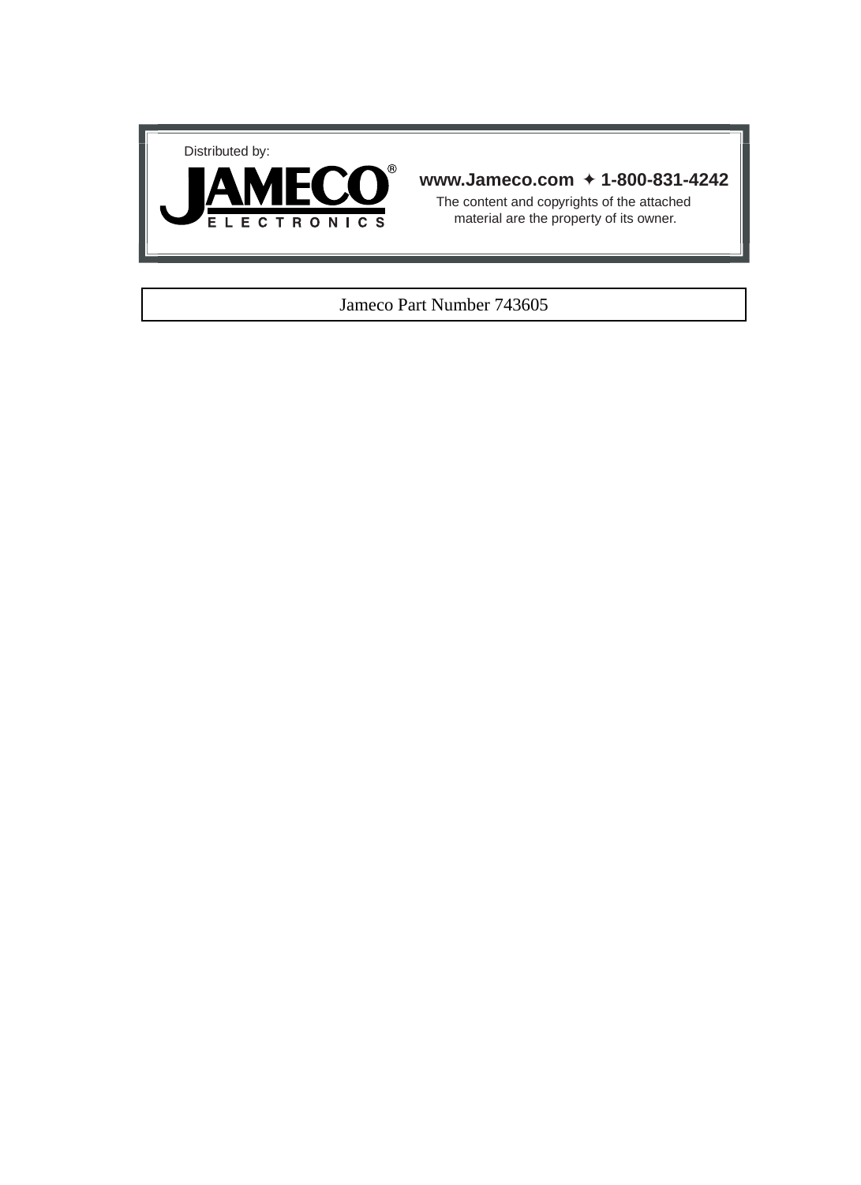Distributed by:

JAMECO® ELECTRONICS

**www.Jameco.com ✦ 1-800-831-4242**

The content and copyrights of the attached material are the property of its owner.

Jameco Part Number 743605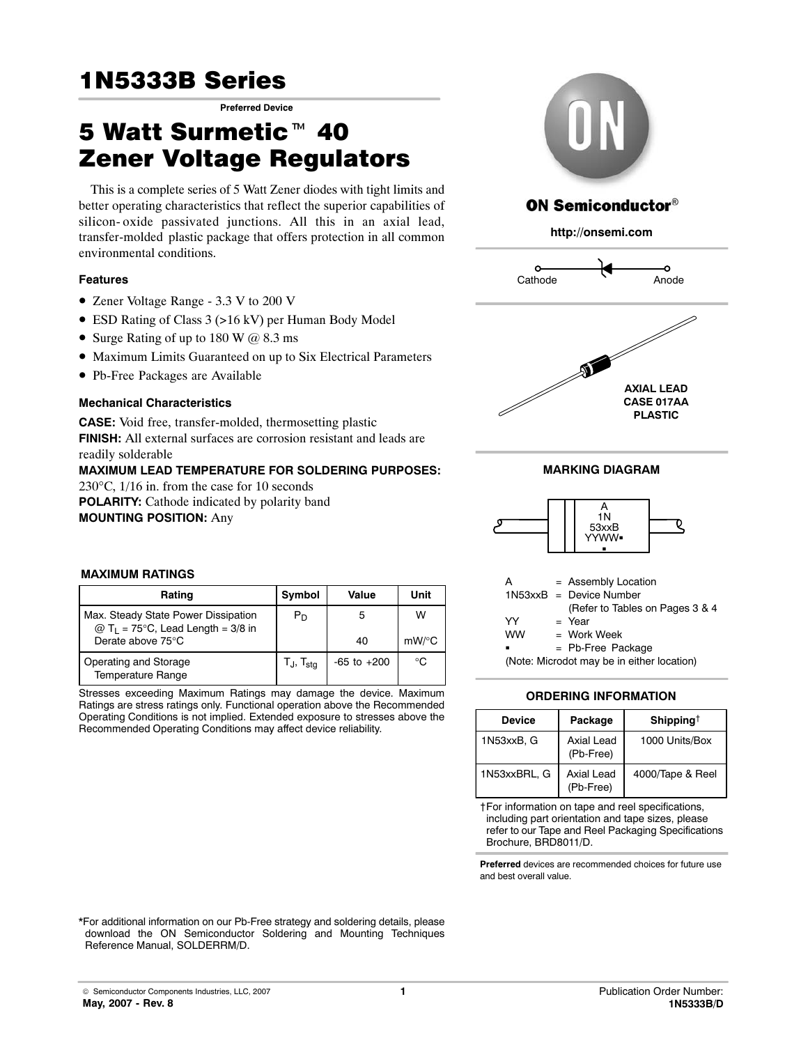# 1N5333B Series

**Preferred Device**

# 5 Watt Surmetic™ 40 Zener Voltage Regulators

This is a complete series of 5 Watt Zener diodes with tight limits and better operating characteristics that reflect the superior capabilities of silicon-oxide passivated junctions. All this in an axial lead, transfer-molded plastic package that offers protection in all common environmental conditions.

### Features

- Zener Voltage Range - 3.3 V to 200 V
- ESD Rating of Class 3 (>16 kV) per Human Body Model
- Surge Rating of up to 180 W @ 8.3 ms
- Maximum Limits Guaranteed on up to Six Electrical Parameters
- Pb-Free Packages are Available

### Mechanical Characteristics

**CASE:** Void free, transfer-molded, thermosetting plastic

**FINISH:** All external surfaces are corrosion resistant and leads are readily solderable

**MAXIMUM LEAD TEMPERATURE FOR SOLDERING PURPOSES:** 230°C, 1/16 in. from the case for 10 seconds

**POLARITY:** Cathode indicated by polarity band

**MOUNTING POSITION:** Any

### MAXIMUM RATINGS

| Rating | Symbol | Value | Unit |
|---|---|---|---|
| Max. Steady State Power Dissipation @ $T_L$ = 75°C, Lead Length = 3/8 in<br>Derate above 75°C | $P_D$ | 5<br><br>40 | W<br><br>mW/°C |
| Operating and Storage Temperature Range | $T_J$, $T_{stg}$ | -65 to +200 | °C |

Stresses exceeding Maximum Ratings may damage the device. Maximum Ratings are stress ratings only. Functional operation above the Recommended Operating Conditions is not implied. Extended exposure to stresses above the Recommended Operating Conditions may affect device reliability.

**ON Semiconductor**®

http://onsemi.com

Cathode — Anode

**AXIAL LEAD**
**CASE 017AA**
**PLASTIC**

### MARKING DIAGRAM

A
1N
53xxB
YYWW▪
▪

A = Assembly Location
1N53xxB = Device Number (Refer to Tables on Pages 3 & 4
YY = Year
WW = Work Week
▪ = Pb-Free Package
(Note: Microdot may be in either location)

### ORDERING INFORMATION

| Device | Package | Shipping† |
|---|---|---|
| 1N53xxB, G | Axial Lead (Pb-Free) | 1000 Units/Box |
| 1N53xxBRL, G | Axial Lead (Pb-Free) | 4000/Tape & Reel |

†For information on tape and reel specifications, including part orientation and tape sizes, please refer to our Tape and Reel Packaging Specifications Brochure, BRD8011/D.

**Preferred** devices are recommended choices for future use and best overall value.

*For additional information on our Pb-Free strategy and soldering details, please download the ON Semiconductor Soldering and Mounting Techniques Reference Manual, SOLDERRM/D.

© Semiconductor Components Industries, LLC, 2007

**May, 2007 - Rev. 8**

Publication Order Number:
**1N5333B/D**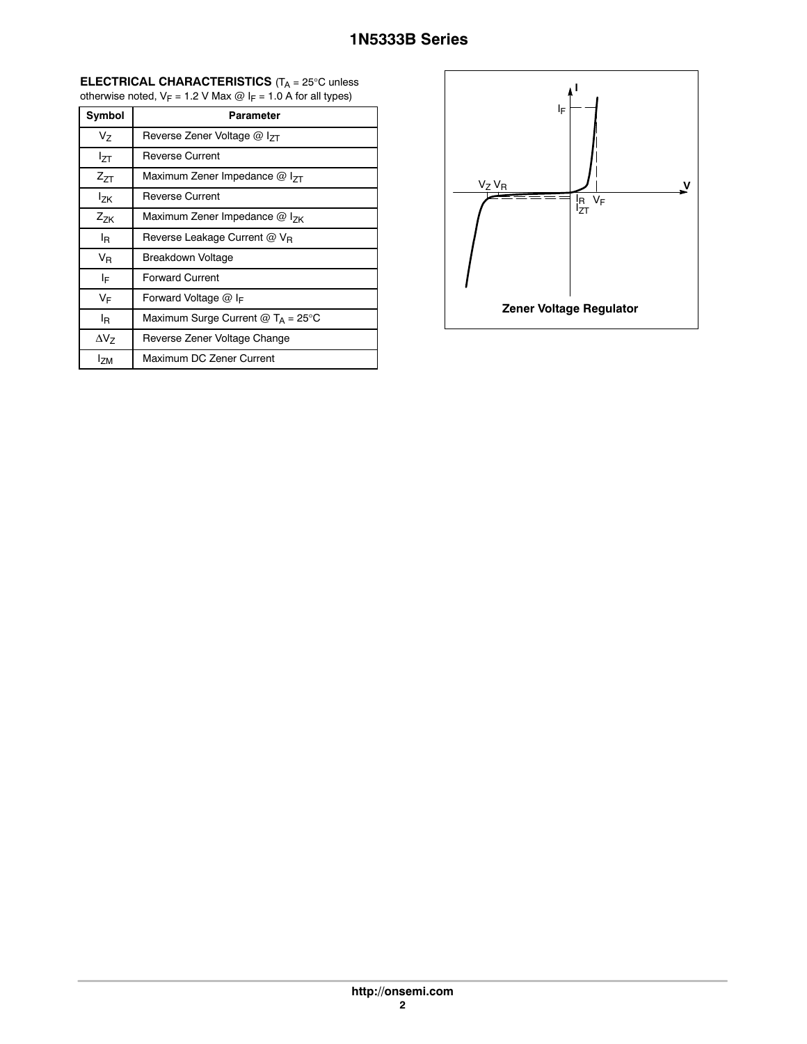**ELECTRICAL CHARACTERISTICS** ($T_A$ = 25°C unless otherwise noted, $V_F$ = 1.2 V Max @ $I_F$ = 1.0 A for all types)

| Symbol | Parameter |
|---|---|
| $V_Z$ | Reverse Zener Voltage @ $I_{ZT}$ |
| $I_{ZT}$ | Reverse Current |
| $Z_{ZT}$ | Maximum Zener Impedance @ $I_{ZT}$ |
| $I_{ZK}$ | Reverse Current |
| $Z_{ZK}$ | Maximum Zener Impedance @ $I_{ZK}$ |
| $I_R$ | Reverse Leakage Current @ $V_R$ |
| $V_R$ | Breakdown Voltage |
| $I_F$ | Forward Current |
| $V_F$ | Forward Voltage @ $I_F$ |
| $I_R$ | Maximum Surge Current @ $T_A$ = 25°C |
| $\Delta V_Z$ | Reverse Zener Voltage Change |
| $I_{ZM}$ | Maximum DC Zener Current |

Zener Voltage Regulator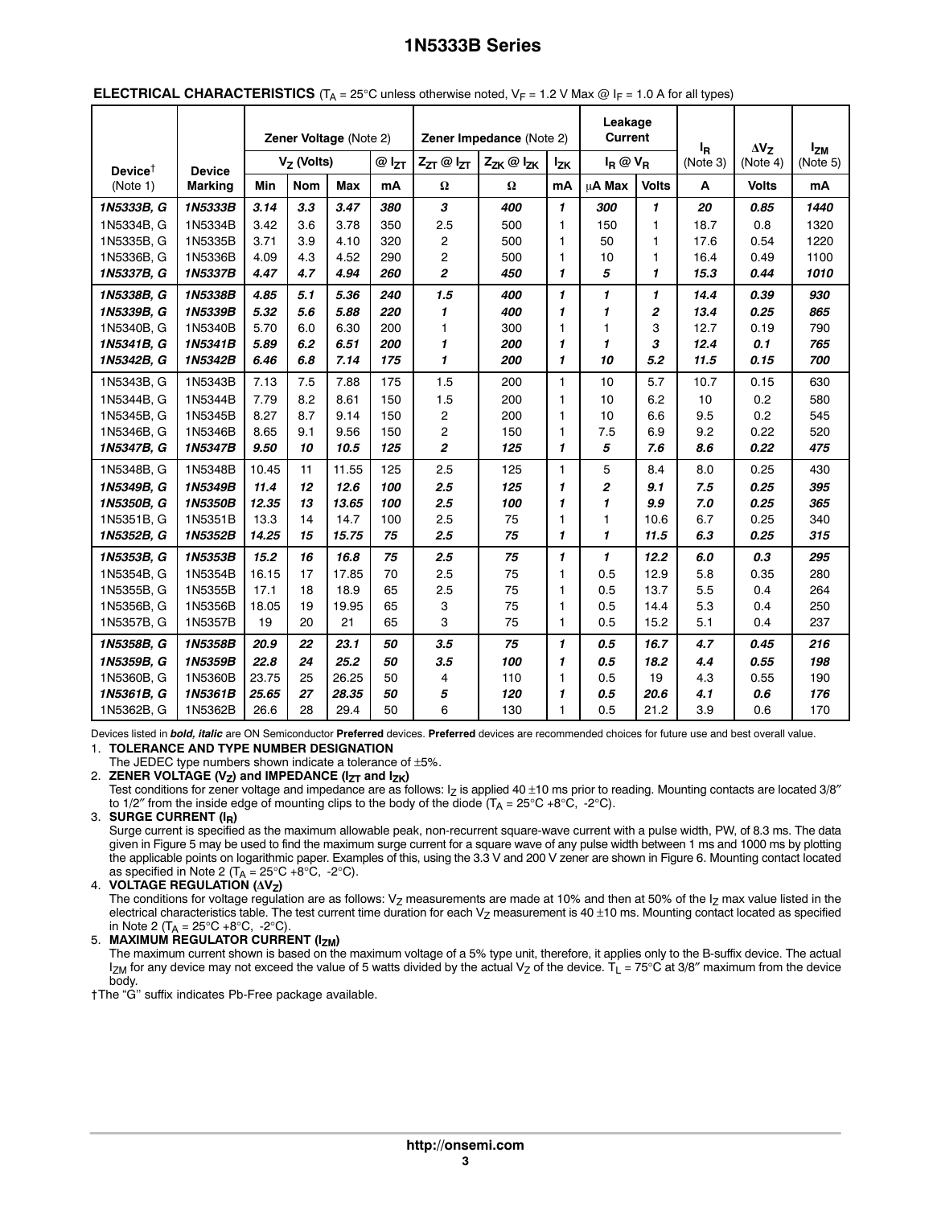**ELECTRICAL CHARACTERISTICS** ($T_A$ = 25°C unless otherwise noted, $V_F$ = 1.2 V Max @ $I_F$ = 1.0 A for all types)

| Device† (Note 1) | Device Marking | Zener Voltage (Note 2) | | | | Zener Impedance (Note 2) | | | Leakage Current | | $I_R$ (Note 3) | $\Delta V_Z$ (Note 4) | $I_{ZM}$ (Note 5) |
|---|---|---|---|---|---|---|---|---|---|---|---|---|---|
| | | $V_Z$ (Volts) | | | @ $I_{ZT}$ | $Z_{ZT}$ @ $I_{ZT}$ | $Z_{ZK}$ @ $I_{ZK}$ | $I_{ZK}$ | $I_R$ @ $V_R$ | | | | |
| | | Min | Nom | Max | mA | Ω | Ω | mA | μA Max | Volts | A | Volts | mA |
| ***1N5333B, G*** | ***1N5333B*** | ***3.14*** | ***3.3*** | ***3.47*** | ***380*** | ***3*** | ***400*** | ***1*** | ***300*** | ***1*** | ***20*** | ***0.85*** | ***1440*** |
| 1N5334B, G | 1N5334B | 3.42 | 3.6 | 3.78 | 350 | 2.5 | 500 | 1 | 150 | 1 | 18.7 | 0.8 | 1320 |
| 1N5335B, G | 1N5335B | 3.71 | 3.9 | 4.10 | 320 | 2 | 500 | 1 | 50 | 1 | 17.6 | 0.54 | 1220 |
| 1N5336B, G | 1N5336B | 4.09 | 4.3 | 4.52 | 290 | 2 | 500 | 1 | 10 | 1 | 16.4 | 0.49 | 1100 |
| ***1N5337B, G*** | ***1N5337B*** | ***4.47*** | ***4.7*** | ***4.94*** | ***260*** | ***2*** | ***450*** | ***1*** | ***5*** | ***1*** | ***15.3*** | ***0.44*** | ***1010*** |
| ***1N5338B, G*** | ***1N5338B*** | ***4.85*** | ***5.1*** | ***5.36*** | ***240*** | ***1.5*** | ***400*** | ***1*** | ***1*** | ***1*** | ***14.4*** | ***0.39*** | ***930*** |
| ***1N5339B, G*** | ***1N5339B*** | ***5.32*** | ***5.6*** | ***5.88*** | ***220*** | ***1*** | ***400*** | ***1*** | ***1*** | ***2*** | ***13.4*** | ***0.25*** | ***865*** |
| 1N5340B, G | 1N5340B | 5.70 | 6.0 | 6.30 | 200 | 1 | 300 | 1 | 1 | 3 | 12.7 | 0.19 | 790 |
| ***1N5341B, G*** | ***1N5341B*** | ***5.89*** | ***6.2*** | ***6.51*** | ***200*** | ***1*** | ***200*** | ***1*** | ***1*** | ***3*** | ***12.4*** | ***0.1*** | ***765*** |
| ***1N5342B, G*** | ***1N5342B*** | ***6.46*** | ***6.8*** | ***7.14*** | ***175*** | ***1*** | ***200*** | ***1*** | ***10*** | ***5.2*** | ***11.5*** | ***0.15*** | ***700*** |
| 1N5343B, G | 1N5343B | 7.13 | 7.5 | 7.88 | 175 | 1.5 | 200 | 1 | 10 | 5.7 | 10.7 | 0.15 | 630 |
| 1N5344B, G | 1N5344B | 7.79 | 8.2 | 8.61 | 150 | 1.5 | 200 | 1 | 10 | 6.2 | 10 | 0.2 | 580 |
| 1N5345B, G | 1N5345B | 8.27 | 8.7 | 9.14 | 150 | 2 | 200 | 1 | 10 | 6.6 | 9.5 | 0.2 | 545 |
| 1N5346B, G | 1N5346B | 8.65 | 9.1 | 9.56 | 150 | 2 | 150 | 1 | 7.5 | 6.9 | 9.2 | 0.22 | 520 |
| ***1N5347B, G*** | ***1N5347B*** | ***9.50*** | ***10*** | ***10.5*** | ***125*** | ***2*** | ***125*** | ***1*** | ***5*** | ***7.6*** | ***8.6*** | ***0.22*** | ***475*** |
| 1N5348B, G | 1N5348B | 10.45 | 11 | 11.55 | 125 | 2.5 | 125 | 1 | 5 | 8.4 | 8.0 | 0.25 | 430 |
| ***1N5349B, G*** | ***1N5349B*** | ***11.4*** | ***12*** | ***12.6*** | ***100*** | ***2.5*** | ***125*** | ***1*** | ***2*** | ***9.1*** | ***7.5*** | ***0.25*** | ***395*** |
| ***1N5350B, G*** | ***1N5350B*** | ***12.35*** | ***13*** | ***13.65*** | ***100*** | ***2.5*** | ***100*** | ***1*** | ***1*** | ***9.9*** | ***7.0*** | ***0.25*** | ***365*** |
| 1N5351B, G | 1N5351B | 13.3 | 14 | 14.7 | 100 | 2.5 | 75 | 1 | 1 | 10.6 | 6.7 | 0.25 | 340 |
| ***1N5352B, G*** | ***1N5352B*** | ***14.25*** | ***15*** | ***15.75*** | ***75*** | ***2.5*** | ***75*** | ***1*** | ***1*** | ***11.5*** | ***6.3*** | ***0.25*** | ***315*** |
| ***1N5353B, G*** | ***1N5353B*** | ***15.2*** | ***16*** | ***16.8*** | ***75*** | ***2.5*** | ***75*** | ***1*** | ***1*** | ***12.2*** | ***6.0*** | ***0.3*** | ***295*** |
| 1N5354B, G | 1N5354B | 16.15 | 17 | 17.85 | 70 | 2.5 | 75 | 1 | 0.5 | 12.9 | 5.8 | 0.35 | 280 |
| 1N5355B, G | 1N5355B | 17.1 | 18 | 18.9 | 65 | 2.5 | 75 | 1 | 0.5 | 13.7 | 5.5 | 0.4 | 264 |
| 1N5356B, G | 1N5356B | 18.05 | 19 | 19.95 | 65 | 3 | 75 | 1 | 0.5 | 14.4 | 5.3 | 0.4 | 250 |
| 1N5357B, G | 1N5357B | 19 | 20 | 21 | 65 | 3 | 75 | 1 | 0.5 | 15.2 | 5.1 | 0.4 | 237 |
| ***1N5358B, G*** | ***1N5358B*** | ***20.9*** | ***22*** | ***23.1*** | ***50*** | ***3.5*** | ***75*** | ***1*** | ***0.5*** | ***16.7*** | ***4.7*** | ***0.45*** | ***216*** |
| ***1N5359B, G*** | ***1N5359B*** | ***22.8*** | ***24*** | ***25.2*** | ***50*** | ***3.5*** | ***100*** | ***1*** | ***0.5*** | ***18.2*** | ***4.4*** | ***0.55*** | ***198*** |
| 1N5360B, G | 1N5360B | 23.75 | 25 | 26.25 | 50 | 4 | 110 | 1 | 0.5 | 19 | 4.3 | 0.55 | 190 |
| ***1N5361B, G*** | ***1N5361B*** | ***25.65*** | ***27*** | ***28.35*** | ***50*** | ***5*** | ***120*** | ***1*** | ***0.5*** | ***20.6*** | ***4.1*** | ***0.6*** | ***176*** |
| 1N5362B, G | 1N5362B | 26.6 | 28 | 29.4 | 50 | 6 | 130 | 1 | 0.5 | 21.2 | 3.9 | 0.6 | 170 |

Devices listed in ***bold, italic*** are ON Semiconductor **Preferred** devices. **Preferred** devices are recommended choices for future use and best overall value.

1. **TOLERANCE AND TYPE NUMBER DESIGNATION**
   The JEDEC type numbers shown indicate a tolerance of ±5%.
2. **ZENER VOLTAGE ($V_Z$) and IMPEDANCE ($I_{ZT}$ and $I_{ZK}$)**
   Test conditions for zener voltage and impedance are as follows: $I_Z$ is applied 40 ±10 ms prior to reading. Mounting contacts are located 3/8″ to 1/2″ from the inside edge of mounting clips to the body of the diode ($T_A$ = 25°C +8°C, -2°C).
3. **SURGE CURRENT ($I_R$)**
   Surge current is specified as the maximum allowable peak, non-recurrent square-wave current with a pulse width, PW, of 8.3 ms. The data given in Figure 5 may be used to find the maximum surge current for a square wave of any pulse width between 1 ms and 1000 ms by plotting the applicable points on logarithmic paper. Examples of this, using the 3.3 V and 200 V zener are shown in Figure 6. Mounting contact located as specified in Note 2 ($T_A$ = 25°C +8°C, -2°C).
4. **VOLTAGE REGULATION ($\Delta V_Z$)**
   The conditions for voltage regulation are as follows: $V_Z$ measurements are made at 10% and then at 50% of the $I_Z$ max value listed in the electrical characteristics table. The test current time duration for each $V_Z$ measurement is 40 ±10 ms. Mounting contact located as specified in Note 2 ($T_A$ = 25°C +8°C, -2°C).
5. **MAXIMUM REGULATOR CURRENT ($I_{ZM}$)**
   The maximum current shown is based on the maximum voltage of a 5% type unit, therefore, it applies only to the B-suffix device. The actual $I_{ZM}$ for any device may not exceed the value of 5 watts divided by the actual $V_Z$ of the device. $T_L$ = 75°C at 3/8″ maximum from the device body.

†The "G" suffix indicates Pb-Free package available.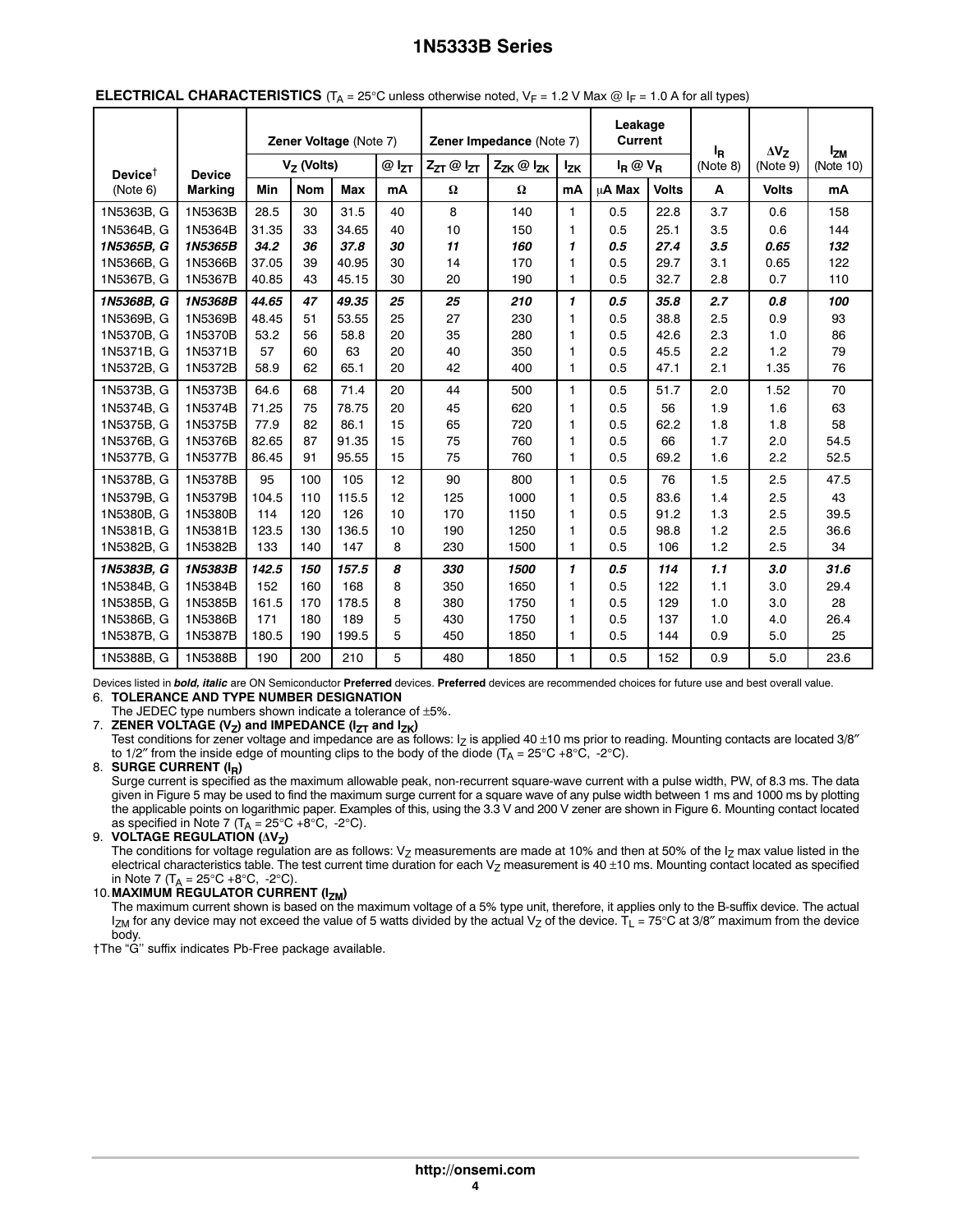**ELECTRICAL CHARACTERISTICS** ($T_A$ = 25°C unless otherwise noted, $V_F$ = 1.2 V Max @ $I_F$ = 1.0 A for all types)

| Device† (Note 6) | Device Marking | Zener Voltage (Note 7) $V_Z$ (Volts) Min | Nom | Max | @ $I_{ZT}$ mA | Zener Impedance (Note 7) $Z_{ZT}$ @ $I_{ZT}$ Ω | $Z_{ZK}$ @ $I_{ZK}$ Ω | $I_{ZK}$ mA | Leakage Current $I_R$ @ $V_R$ μA Max | Volts | $I_R$ (Note 8) A | $\Delta V_Z$ (Note 9) Volts | $I_{ZM}$ (Note 10) mA |
|---|---|---|---|---|---|---|---|---|---|---|---|---|---|
| 1N5363B, G | 1N5363B | 28.5 | 30 | 31.5 | 40 | 8 | 140 | 1 | 0.5 | 22.8 | 3.7 | 0.6 | 158 |
| 1N5364B, G | 1N5364B | 31.35 | 33 | 34.65 | 40 | 10 | 150 | 1 | 0.5 | 25.1 | 3.5 | 0.6 | 144 |
| ***1N5365B, G*** | ***1N5365B*** | ***34.2*** | ***36*** | ***37.8*** | ***30*** | ***11*** | ***160*** | ***1*** | ***0.5*** | ***27.4*** | ***3.5*** | ***0.65*** | ***132*** |
| 1N5366B, G | 1N5366B | 37.05 | 39 | 40.95 | 30 | 14 | 170 | 1 | 0.5 | 29.7 | 3.1 | 0.65 | 122 |
| 1N5367B, G | 1N5367B | 40.85 | 43 | 45.15 | 30 | 20 | 190 | 1 | 0.5 | 32.7 | 2.8 | 0.7 | 110 |
| ***1N5368B, G*** | ***1N5368B*** | ***44.65*** | ***47*** | ***49.35*** | ***25*** | ***25*** | ***210*** | ***1*** | ***0.5*** | ***35.8*** | ***2.7*** | ***0.8*** | ***100*** |
| 1N5369B, G | 1N5369B | 48.45 | 51 | 53.55 | 25 | 27 | 230 | 1 | 0.5 | 38.8 | 2.5 | 0.9 | 93 |
| 1N5370B, G | 1N5370B | 53.2 | 56 | 58.8 | 20 | 35 | 280 | 1 | 0.5 | 42.6 | 2.3 | 1.0 | 86 |
| 1N5371B, G | 1N5371B | 57 | 60 | 63 | 20 | 40 | 350 | 1 | 0.5 | 45.5 | 2.2 | 1.2 | 79 |
| 1N5372B, G | 1N5372B | 58.9 | 62 | 65.1 | 20 | 42 | 400 | 1 | 0.5 | 47.1 | 2.1 | 1.35 | 76 |
| 1N5373B, G | 1N5373B | 64.6 | 68 | 71.4 | 20 | 44 | 500 | 1 | 0.5 | 51.7 | 2.0 | 1.52 | 70 |
| 1N5374B, G | 1N5374B | 71.25 | 75 | 78.75 | 20 | 45 | 620 | 1 | 0.5 | 56 | 1.9 | 1.6 | 63 |
| 1N5375B, G | 1N5375B | 77.9 | 82 | 86.1 | 15 | 65 | 720 | 1 | 0.5 | 62.2 | 1.8 | 1.8 | 58 |
| 1N5376B, G | 1N5376B | 82.65 | 87 | 91.35 | 15 | 75 | 760 | 1 | 0.5 | 66 | 1.7 | 2.0 | 54.5 |
| 1N5377B, G | 1N5377B | 86.45 | 91 | 95.55 | 15 | 75 | 760 | 1 | 0.5 | 69.2 | 1.6 | 2.2 | 52.5 |
| 1N5378B, G | 1N5378B | 95 | 100 | 105 | 12 | 90 | 800 | 1 | 0.5 | 76 | 1.5 | 2.5 | 47.5 |
| 1N5379B, G | 1N5379B | 104.5 | 110 | 115.5 | 12 | 125 | 1000 | 1 | 0.5 | 83.6 | 1.4 | 2.5 | 43 |
| 1N5380B, G | 1N5380B | 114 | 120 | 126 | 10 | 170 | 1150 | 1 | 0.5 | 91.2 | 1.3 | 2.5 | 39.5 |
| 1N5381B, G | 1N5381B | 123.5 | 130 | 136.5 | 10 | 190 | 1250 | 1 | 0.5 | 98.8 | 1.2 | 2.5 | 36.6 |
| 1N5382B, G | 1N5382B | 133 | 140 | 147 | 8 | 230 | 1500 | 1 | 0.5 | 106 | 1.2 | 2.5 | 34 |
| ***1N5383B, G*** | ***1N5383B*** | ***142.5*** | ***150*** | ***157.5*** | ***8*** | ***330*** | ***1500*** | ***1*** | ***0.5*** | ***114*** | ***1.1*** | ***3.0*** | ***31.6*** |
| 1N5384B, G | 1N5384B | 152 | 160 | 168 | 8 | 350 | 1650 | 1 | 0.5 | 122 | 1.1 | 3.0 | 29.4 |
| 1N5385B, G | 1N5385B | 161.5 | 170 | 178.5 | 8 | 380 | 1750 | 1 | 0.5 | 129 | 1.0 | 3.0 | 28 |
| 1N5386B, G | 1N5386B | 171 | 180 | 189 | 5 | 430 | 1750 | 1 | 0.5 | 137 | 1.0 | 4.0 | 26.4 |
| 1N5387B, G | 1N5387B | 180.5 | 190 | 199.5 | 5 | 450 | 1850 | 1 | 0.5 | 144 | 0.9 | 5.0 | 25 |
| 1N5388B, G | 1N5388B | 190 | 200 | 210 | 5 | 480 | 1850 | 1 | 0.5 | 152 | 0.9 | 5.0 | 23.6 |

Devices listed in ***bold, italic*** are ON Semiconductor **Preferred** devices. **Preferred** devices are recommended choices for future use and best overall value.

6. **TOLERANCE AND TYPE NUMBER DESIGNATION**
   The JEDEC type numbers shown indicate a tolerance of ±5%.
7. **ZENER VOLTAGE ($V_Z$) and IMPEDANCE ($I_{ZT}$ and $I_{ZK}$)**
   Test conditions for zener voltage and impedance are as follows: $I_Z$ is applied 40 ±10 ms prior to reading. Mounting contacts are located 3/8″ to 1/2″ from the inside edge of mounting clips to the body of the diode ($T_A$ = 25°C +8°C, -2°C).
8. **SURGE CURRENT ($I_R$)**
   Surge current is specified as the maximum allowable peak, non-recurrent square-wave current with a pulse width, PW, of 8.3 ms. The data given in Figure 5 may be used to find the maximum surge current for a square wave of any pulse width between 1 ms and 1000 ms by plotting the applicable points on logarithmic paper. Examples of this, using the 3.3 V and 200 V zener are shown in Figure 6. Mounting contact located as specified in Note 7 ($T_A$ = 25°C +8°C, -2°C).
9. **VOLTAGE REGULATION ($\Delta V_Z$)**
   The conditions for voltage regulation are as follows: $V_Z$ measurements are made at 10% and then at 50% of the $I_Z$ max value listed in the electrical characteristics table. The test current time duration for each $V_Z$ measurement is 40 ±10 ms. Mounting contact located as specified in Note 7 ($T_A$ = 25°C +8°C, -2°C).
10. **MAXIMUM REGULATOR CURRENT ($I_{ZM}$)**
    The maximum current shown is based on the maximum voltage of a 5% type unit, therefore, it applies only to the B-suffix device. The actual $I_{ZM}$ for any device may not exceed the value of 5 watts divided by the actual $V_Z$ of the device. $T_L$ = 75°C at 3/8″ maximum from the device body.

†The "G'' suffix indicates Pb-Free package available.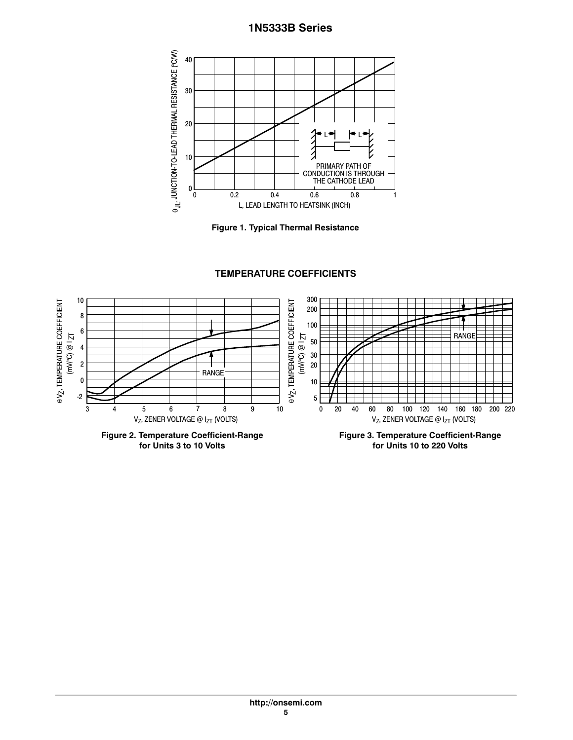Figure 1. Typical Thermal Resistance

## TEMPERATURE COEFFICIENTS

Figure 2. Temperature Coefficient-Range for Units 3 to 10 Volts

Figure 3. Temperature Coefficient-Range for Units 10 to 220 Volts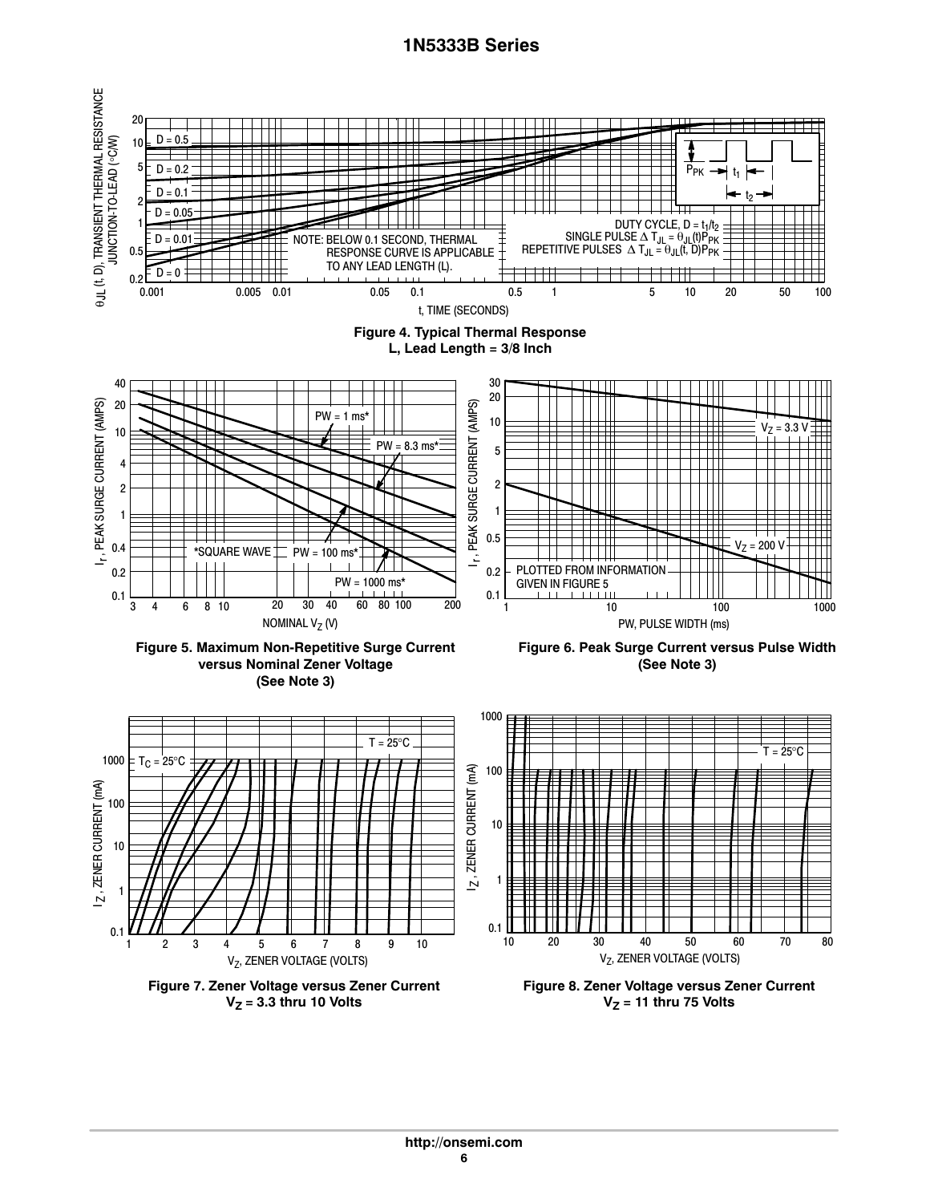DUTY CYCLE, $D = t_1/t_2$

SINGLE PULSE $\Delta T_{JL} = \theta_{JL}(t)P_{PK}$

REPETITIVE PULSES $\Delta T_{JL} = \theta_{JL}(t, D)P_{PK}$

NOTE: BELOW 0.1 SECOND, THERMAL RESPONSE CURVE IS APPLICABLE TO ANY LEAD LENGTH (L).

**Figure 4. Typical Thermal Response**
**L, Lead Length = 3/8 Inch**

*SQUARE WAVE

**Figure 5. Maximum Non-Repetitive Surge Current versus Nominal Zener Voltage (See Note 3)**

PLOTTED FROM INFORMATION GIVEN IN FIGURE 5

**Figure 6. Peak Surge Current versus Pulse Width (See Note 3)**

**Figure 7. Zener Voltage versus Zener Current**
**$V_Z$ = 3.3 thru 10 Volts**

**Figure 8. Zener Voltage versus Zener Current**
**$V_Z$ = 11 thru 75 Volts**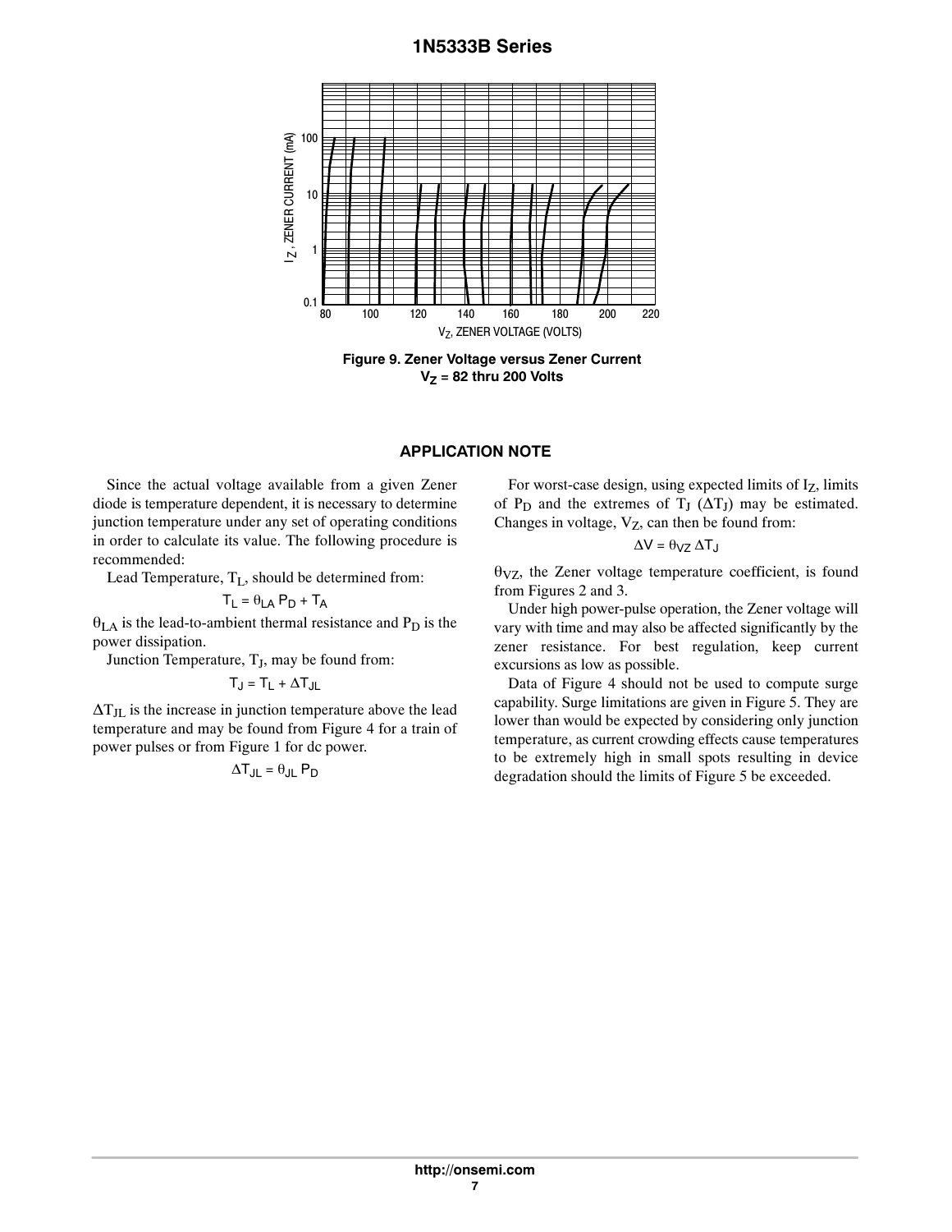Figure 9. Zener Voltage versus Zener Current
$V_Z$ = 82 thru 200 Volts

## APPLICATION NOTE

Since the actual voltage available from a given Zener diode is temperature dependent, it is necessary to determine junction temperature under any set of operating conditions in order to calculate its value. The following procedure is recommended:

Lead Temperature, $T_L$, should be determined from:

$$T_L = \theta_{LA} P_D + T_A$$

$\theta_{LA}$ is the lead-to-ambient thermal resistance and $P_D$ is the power dissipation.

Junction Temperature, $T_J$, may be found from:

$$T_J = T_L + \Delta T_{JL}$$

$\Delta T_{JL}$ is the increase in junction temperature above the lead temperature and may be found from Figure 4 for a train of power pulses or from Figure 1 for dc power.

$$\Delta T_{JL} = \theta_{JL} P_D$$

For worst-case design, using expected limits of $I_Z$, limits of $P_D$ and the extremes of $T_J$ ($\Delta T_J$) may be estimated. Changes in voltage, $V_Z$, can then be found from:

$$\Delta V = \theta_{VZ} \Delta T_J$$

$\theta_{VZ}$, the Zener voltage temperature coefficient, is found from Figures 2 and 3.

Under high power-pulse operation, the Zener voltage will vary with time and may also be affected significantly by the zener resistance. For best regulation, keep current excursions as low as possible.

Data of Figure 4 should not be used to compute surge capability. Surge limitations are given in Figure 5. They are lower than would be expected by considering only junction temperature, as current crowding effects cause temperatures to be extremely high in small spots resulting in device degradation should the limits of Figure 5 be exceeded.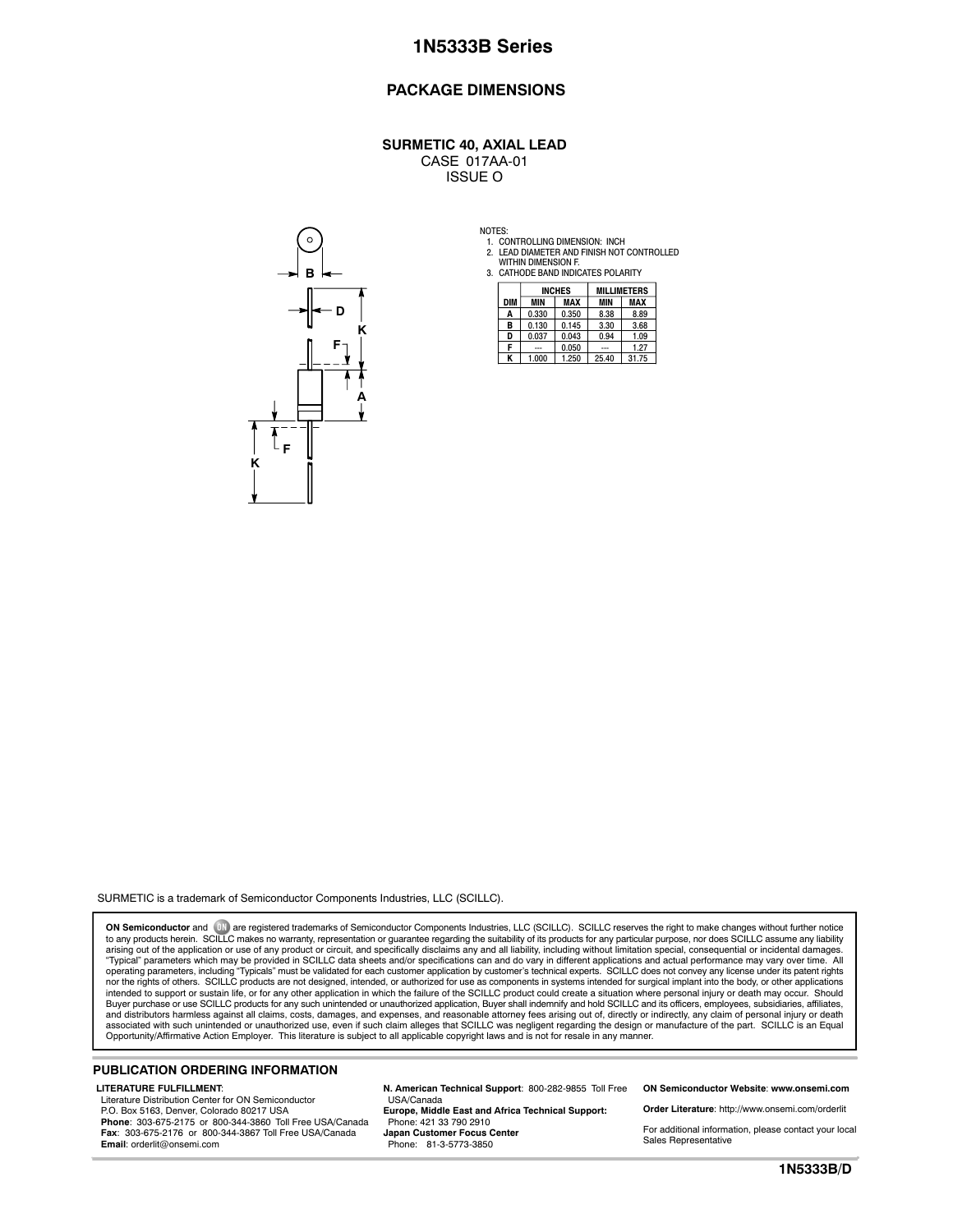## PACKAGE DIMENSIONS

**SURMETIC 40, AXIAL LEAD**
CASE 017AA-01
ISSUE O

B
D
K
F
A
F
K

NOTES:
1. CONTROLLING DIMENSION: INCH
2. LEAD DIAMETER AND FINISH NOT CONTROLLED WITHIN DIMENSION F.
3. CATHODE BAND INDICATES POLARITY

| DIM | INCHES | | MILLIMETERS | |
|---|---|---|---|---|
| | MIN | MAX | MIN | MAX |
| A | 0.330 | 0.350 | 8.38 | 8.89 |
| B | 0.130 | 0.145 | 3.30 | 3.68 |
| D | 0.037 | 0.043 | 0.94 | 1.09 |
| F | --- | 0.050 | --- | 1.27 |
| K | 1.000 | 1.250 | 25.40 | 31.75 |

SURMETIC is a trademark of Semiconductor Components Industries, LLC (SCILLC).

**ON Semiconductor** and ON are registered trademarks of Semiconductor Components Industries, LLC (SCILLC). SCILLC reserves the right to make changes without further notice to any products herein. SCILLC makes no warranty, representation or guarantee regarding the suitability of its products for any particular purpose, nor does SCILLC assume any liability arising out of the application or use of any product or circuit, and specifically disclaims any and all liability, including without limitation special, consequential or incidental damages. "Typical" parameters which may be provided in SCILLC data sheets and/or specifications can and do vary in different applications and actual performance may vary over time. All operating parameters, including "Typicals" must be validated for each customer application by customer's technical experts. SCILLC does not convey any license under its patent rights nor the rights of others. SCILLC products are not designed, intended, or authorized for use as components in systems intended for surgical implant into the body, or other applications intended to support or sustain life, or for any other application in which the failure of the SCILLC product could create a situation where personal injury or death may occur. Should Buyer purchase or use SCILLC products for any such unintended or unauthorized application, Buyer shall indemnify and hold SCILLC and its officers, employees, subsidiaries, affiliates, and distributors harmless against all claims, costs, damages, and expenses, and reasonable attorney fees arising out of, directly or indirectly, any claim of personal injury or death associated with such unintended or unauthorized use, even if such claim alleges that SCILLC was negligent regarding the design or manufacture of the part. SCILLC is an Equal Opportunity/Affirmative Action Employer. This literature is subject to all applicable copyright laws and is not for resale in any manner.

### PUBLICATION ORDERING INFORMATION

**LITERATURE FULFILLMENT**:
Literature Distribution Center for ON Semiconductor
P.O. Box 5163, Denver, Colorado 80217 USA
**Phone**: 303-675-2175 or 800-344-3860 Toll Free USA/Canada
**Fax**: 303-675-2176 or 800-344-3867 Toll Free USA/Canada
**Email**: orderlit@onsemi.com

**N. American Technical Support**: 800-282-9855 Toll Free USA/Canada
**Europe, Middle East and Africa Technical Support:**
Phone: 421 33 790 2910
**Japan Customer Focus Center**
Phone: 81-3-5773-3850

**ON Semiconductor Website**: **www.onsemi.com**

**Order Literature**: http://www.onsemi.com/orderlit

For additional information, please contact your local Sales Representative

**1N5333B/D**